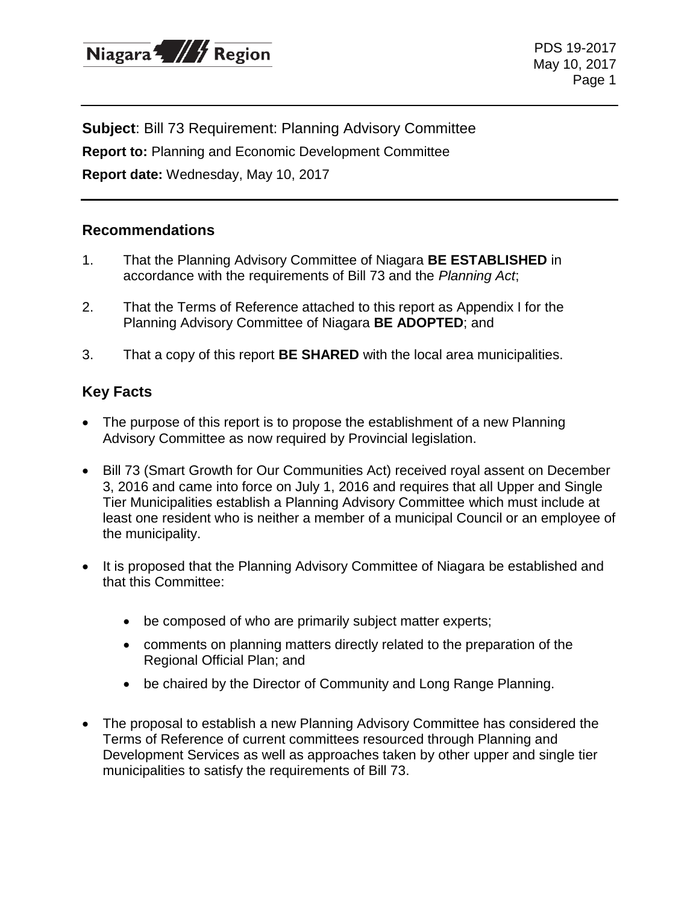**Subject**: Bill 73 Requirement: Planning Advisory Committee

**Report to:** Planning and Economic Development Committee

**Report date:** Wednesday, May 10, 2017

## Recommendations

1. That the Planning Advisory Committee of Niagara **BE ESTABLISHED** in accordance with the requirements of Bill 73 and the *Planning Act*;
2. That the Terms of Reference attached to this report as Appendix I for the Planning Advisory Committee of Niagara **BE ADOPTED**; and
3. That a copy of this report **BE SHARED** with the local area municipalities.

## Key Facts

- The purpose of this report is to propose the establishment of a new Planning Advisory Committee as now required by Provincial legislation.
- Bill 73 (Smart Growth for Our Communities Act) received royal assent on December 3, 2016 and came into force on July 1, 2016 and requires that all Upper and Single Tier Municipalities establish a Planning Advisory Committee which must include at least one resident who is neither a member of a municipal Council or an employee of the municipality.
- It is proposed that the Planning Advisory Committee of Niagara be established and that this Committee:
  - be composed of who are primarily subject matter experts;
  - comments on planning matters directly related to the preparation of the Regional Official Plan; and
  - be chaired by the Director of Community and Long Range Planning.
- The proposal to establish a new Planning Advisory Committee has considered the Terms of Reference of current committees resourced through Planning and Development Services as well as approaches taken by other upper and single tier municipalities to satisfy the requirements of Bill 73.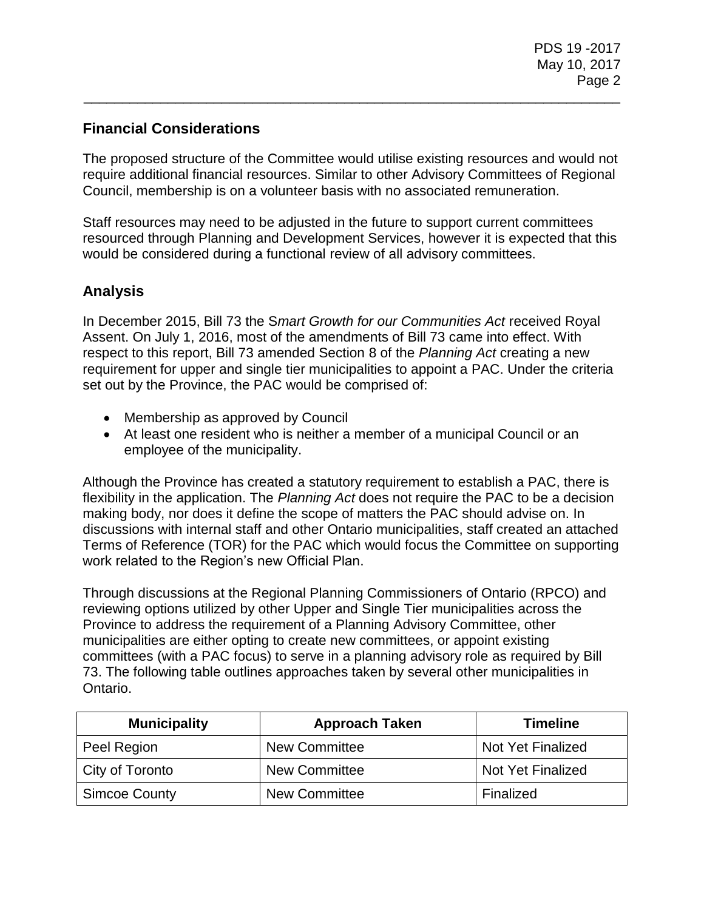## Financial Considerations

The proposed structure of the Committee would utilise existing resources and would not require additional financial resources. Similar to other Advisory Committees of Regional Council, membership is on a volunteer basis with no associated remuneration.

Staff resources may need to be adjusted in the future to support current committees resourced through Planning and Development Services, however it is expected that this would be considered during a functional review of all advisory committees.

## Analysis

In December 2015, Bill 73 the S*mart Growth for our Communities Act* received Royal Assent. On July 1, 2016, most of the amendments of Bill 73 came into effect. With respect to this report, Bill 73 amended Section 8 of the *Planning Act* creating a new requirement for upper and single tier municipalities to appoint a PAC. Under the criteria set out by the Province, the PAC would be comprised of:

- Membership as approved by Council
- At least one resident who is neither a member of a municipal Council or an employee of the municipality.

Although the Province has created a statutory requirement to establish a PAC, there is flexibility in the application. The *Planning Act* does not require the PAC to be a decision making body, nor does it define the scope of matters the PAC should advise on. In discussions with internal staff and other Ontario municipalities, staff created an attached Terms of Reference (TOR) for the PAC which would focus the Committee on supporting work related to the Region's new Official Plan.

Through discussions at the Regional Planning Commissioners of Ontario (RPCO) and reviewing options utilized by other Upper and Single Tier municipalities across the Province to address the requirement of a Planning Advisory Committee, other municipalities are either opting to create new committees, or appoint existing committees (with a PAC focus) to serve in a planning advisory role as required by Bill 73. The following table outlines approaches taken by several other municipalities in Ontario.

| Municipality | Approach Taken | Timeline |
|---|---|---|
| Peel Region | New Committee | Not Yet Finalized |
| City of Toronto | New Committee | Not Yet Finalized |
| Simcoe County | New Committee | Finalized |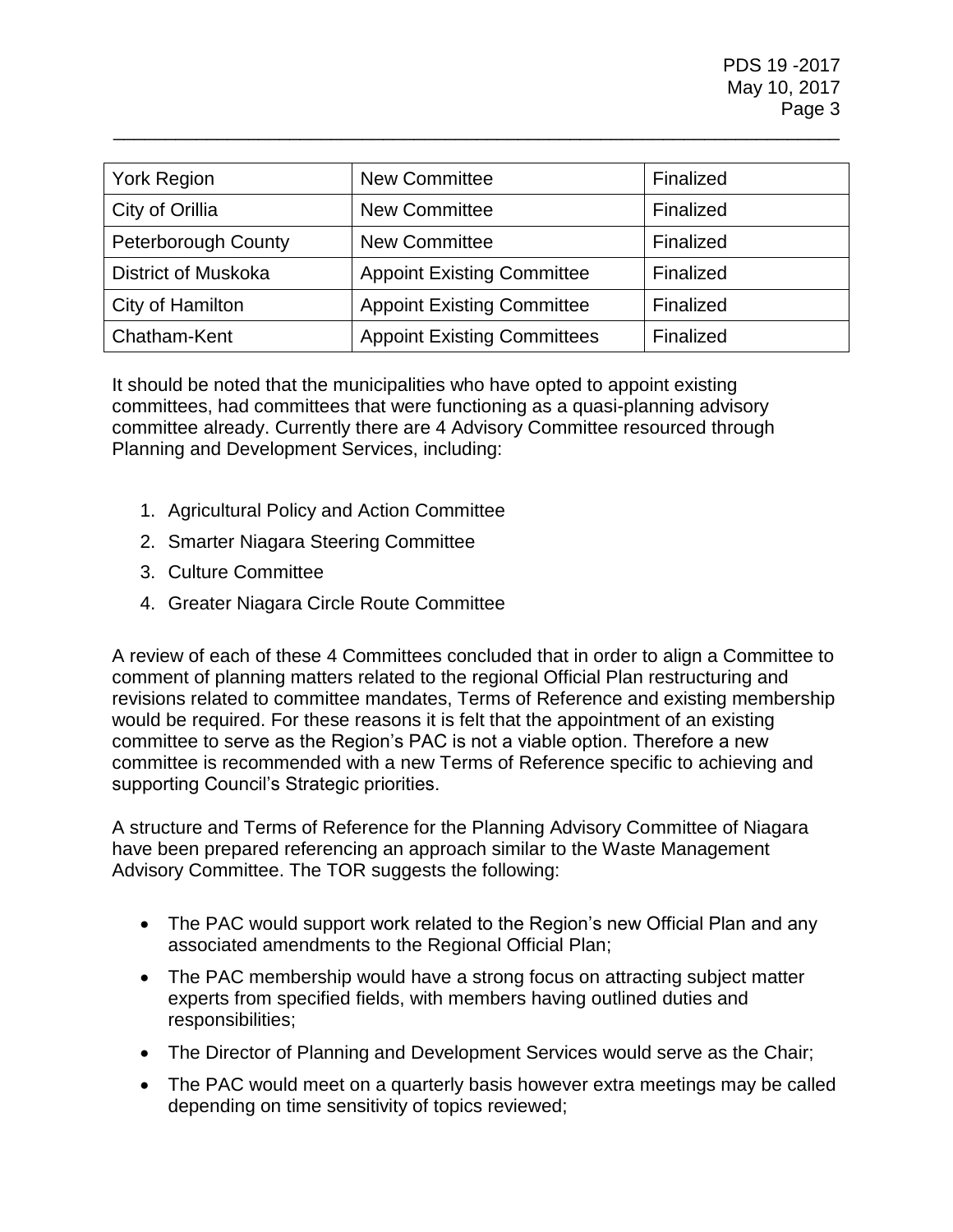| York Region | New Committee | Finalized |
|---|---|---|
| City of Orillia | New Committee | Finalized |
| Peterborough County | New Committee | Finalized |
| District of Muskoka | Appoint Existing Committee | Finalized |
| City of Hamilton | Appoint Existing Committee | Finalized |
| Chatham-Kent | Appoint Existing Committees | Finalized |

It should be noted that the municipalities who have opted to appoint existing committees, had committees that were functioning as a quasi-planning advisory committee already. Currently there are 4 Advisory Committee resourced through Planning and Development Services, including:

1. Agricultural Policy and Action Committee
2. Smarter Niagara Steering Committee
3. Culture Committee
4. Greater Niagara Circle Route Committee

A review of each of these 4 Committees concluded that in order to align a Committee to comment of planning matters related to the regional Official Plan restructuring and revisions related to committee mandates, Terms of Reference and existing membership would be required. For these reasons it is felt that the appointment of an existing committee to serve as the Region's PAC is not a viable option. Therefore a new committee is recommended with a new Terms of Reference specific to achieving and supporting Council's Strategic priorities.

A structure and Terms of Reference for the Planning Advisory Committee of Niagara have been prepared referencing an approach similar to the Waste Management Advisory Committee. The TOR suggests the following:

- The PAC would support work related to the Region's new Official Plan and any associated amendments to the Regional Official Plan;
- The PAC membership would have a strong focus on attracting subject matter experts from specified fields, with members having outlined duties and responsibilities;
- The Director of Planning and Development Services would serve as the Chair;
- The PAC would meet on a quarterly basis however extra meetings may be called depending on time sensitivity of topics reviewed;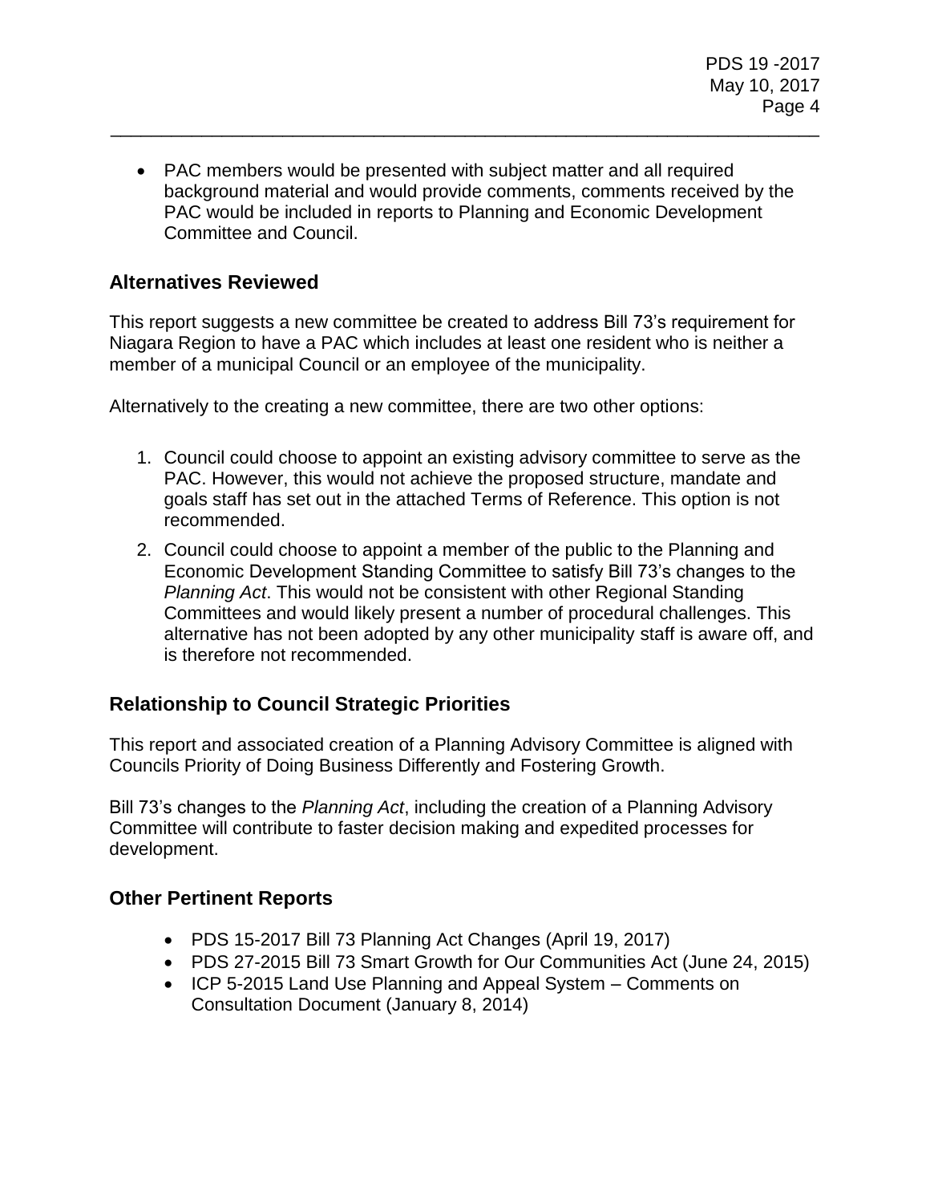- PAC members would be presented with subject matter and all required background material and would provide comments, comments received by the PAC would be included in reports to Planning and Economic Development Committee and Council.

## Alternatives Reviewed

This report suggests a new committee be created to address Bill 73's requirement for Niagara Region to have a PAC which includes at least one resident who is neither a member of a municipal Council or an employee of the municipality.

Alternatively to the creating a new committee, there are two other options:

1. Council could choose to appoint an existing advisory committee to serve as the PAC. However, this would not achieve the proposed structure, mandate and goals staff has set out in the attached Terms of Reference. This option is not recommended.
2. Council could choose to appoint a member of the public to the Planning and Economic Development Standing Committee to satisfy Bill 73's changes to the *Planning Act*. This would not be consistent with other Regional Standing Committees and would likely present a number of procedural challenges. This alternative has not been adopted by any other municipality staff is aware off, and is therefore not recommended.

## Relationship to Council Strategic Priorities

This report and associated creation of a Planning Advisory Committee is aligned with Councils Priority of Doing Business Differently and Fostering Growth.

Bill 73's changes to the *Planning Act*, including the creation of a Planning Advisory Committee will contribute to faster decision making and expedited processes for development.

## Other Pertinent Reports

- PDS 15-2017 Bill 73 Planning Act Changes (April 19, 2017)
- PDS 27-2015 Bill 73 Smart Growth for Our Communities Act (June 24, 2015)
- ICP 5-2015 Land Use Planning and Appeal System – Comments on Consultation Document (January 8, 2014)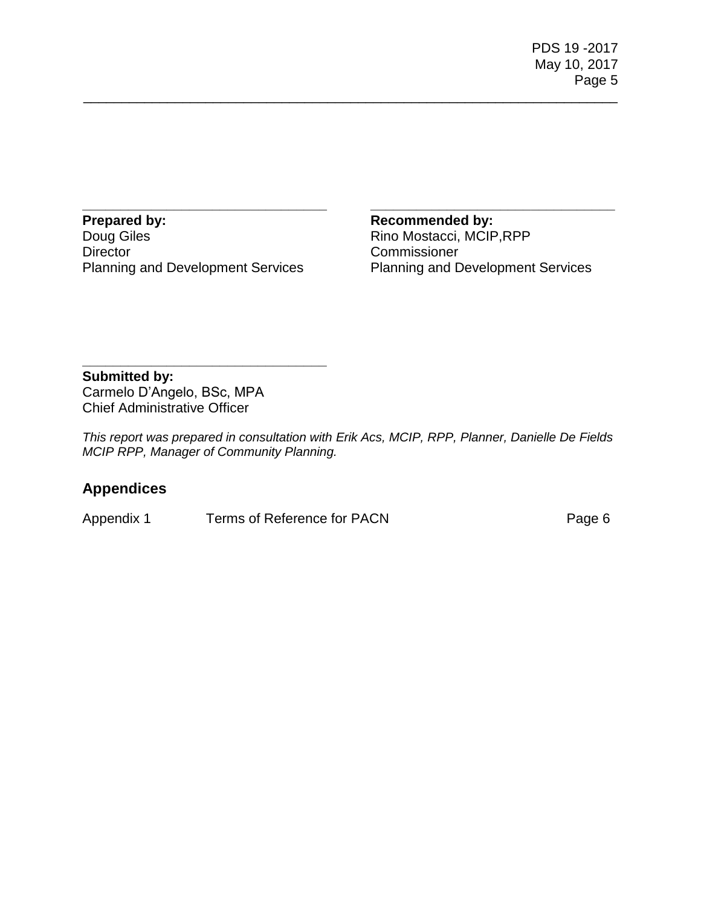**Prepared by:**
Doug Giles
Director
Planning and Development Services

**Recommended by:**
Rino Mostacci, MCIP,RPP
Commissioner
Planning and Development Services

**Submitted by:**
Carmelo D'Angelo, BSc, MPA
Chief Administrative Officer

*This report was prepared in consultation with Erik Acs, MCIP, RPP, Planner, Danielle De Fields MCIP RPP, Manager of Community Planning.*

## Appendices

| | | |
|---|---|---|
| Appendix 1 | Terms of Reference for PACN | Page 6 |